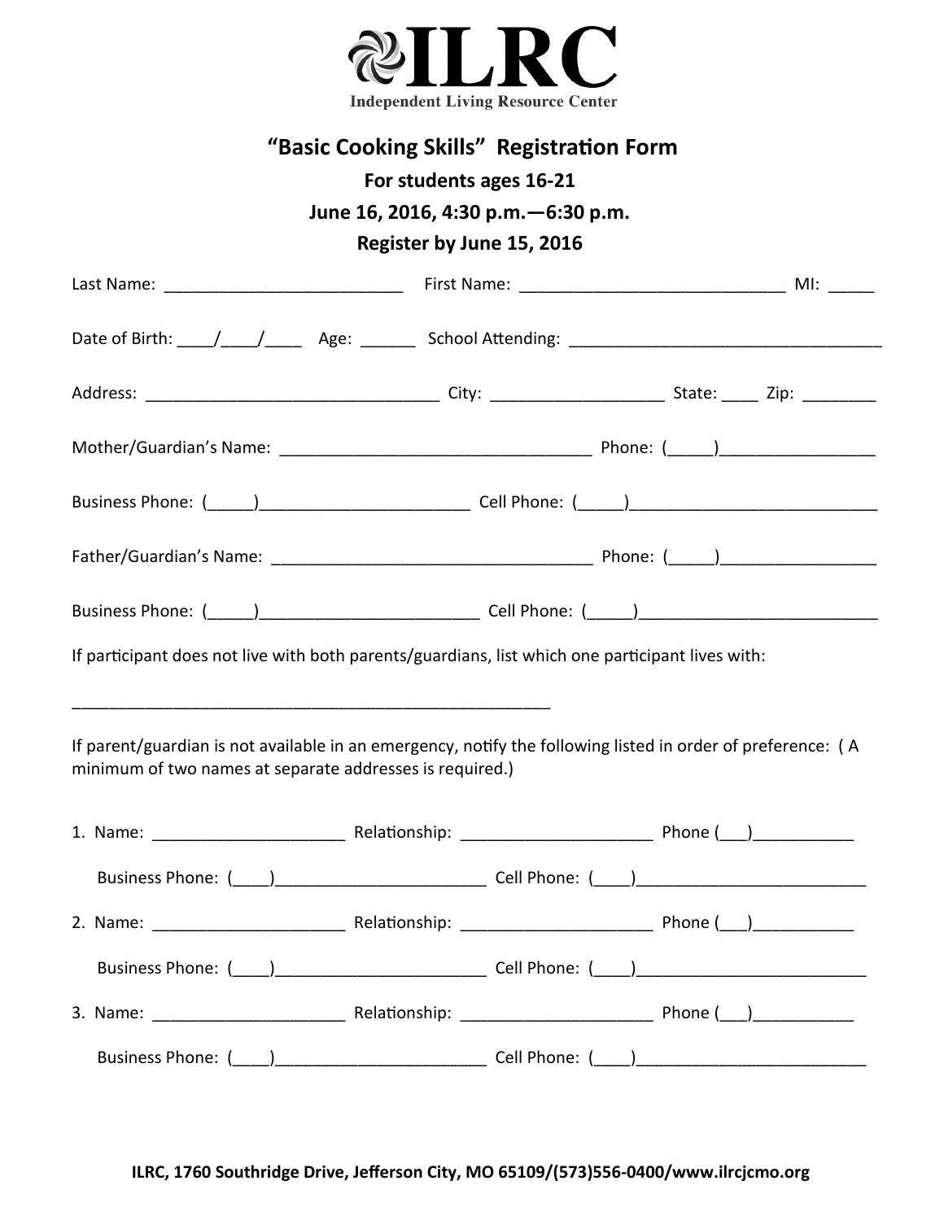# ILRC

**Independent Living Resource Center**

## "Basic Cooking Skills" Registration Form

**For students ages 16-21**

**June 16, 2016, 4:30 p.m.—6:30 p.m.**

**Register by June 15, 2016**

Last Name: __________________________ First Name: _____________________________ MI: _____

Date of Birth: ____/____/____ Age: ______ School Attending: __________________________________

Address: ________________________________ City: ___________________ State: ____ Zip: ________

Mother/Guardian's Name: __________________________________ Phone: (_____)_________________

Business Phone: (_____)______________________ Cell Phone: (_____)___________________________

Father/Guardian's Name: ___________________________________ Phone: (_____)_________________

Business Phone: (_____)________________________ Cell Phone: (_____)__________________________

If participant does not live with both parents/guardians, list which one participant lives with:

_____________________________________________________

If parent/guardian is not available in an emergency, notify the following listed in order of preference: ( A minimum of two names at separate addresses is required.)

1. Name: _____________________ Relationship: _____________________ Phone (___)___________

   Business Phone: (____)_______________________ Cell Phone: (____)_________________________

2. Name: _____________________ Relationship: _____________________ Phone (___)___________

   Business Phone: (____)_______________________ Cell Phone: (____)_________________________

3. Name: _____________________ Relationship: _____________________ Phone (___)___________

   Business Phone: (____)_______________________ Cell Phone: (____)_________________________

**ILRC, 1760 Southridge Drive, Jefferson City, MO 65109/(573)556-0400/www.ilrcjcmo.org**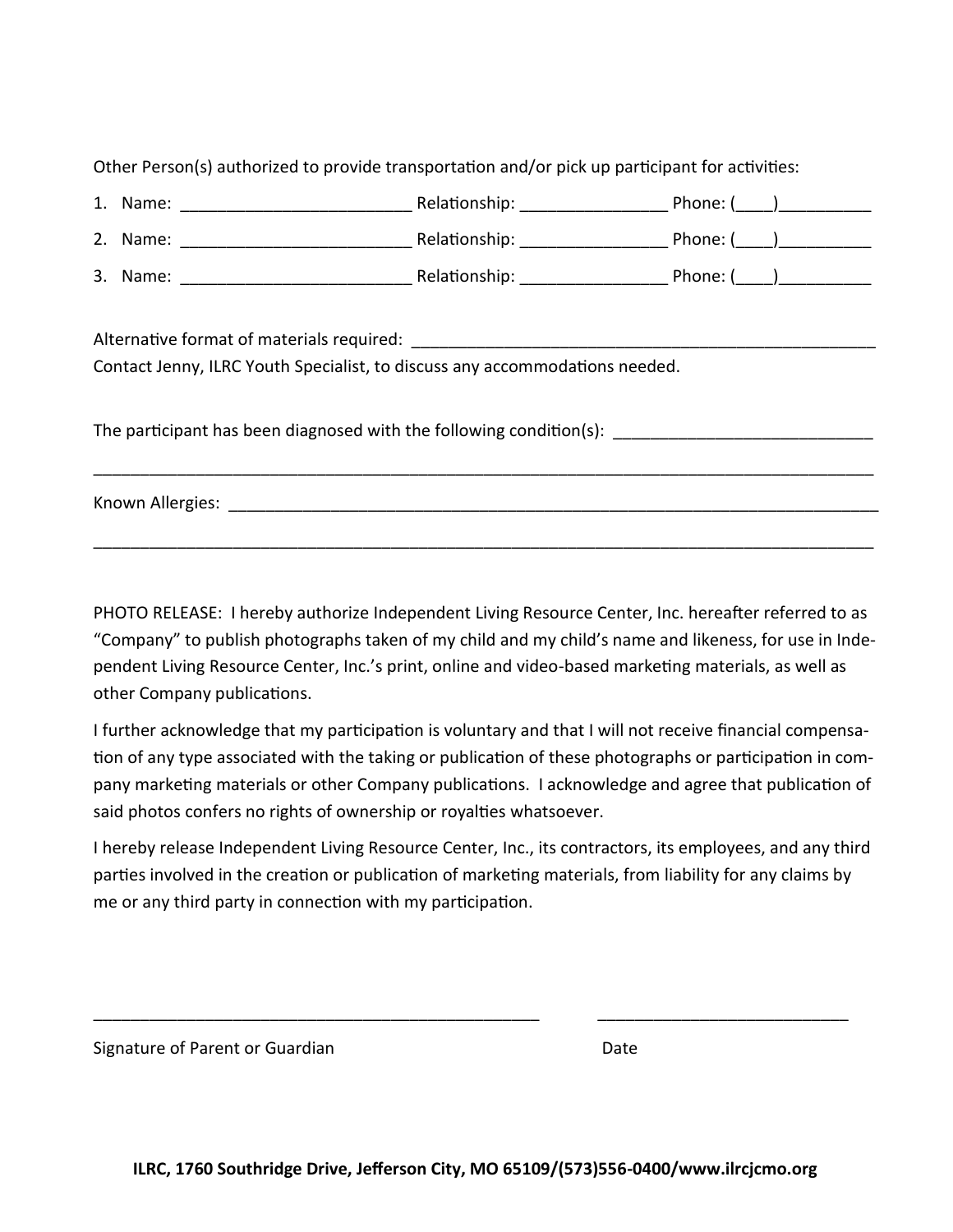Other Person(s) authorized to provide transportation and/or pick up participant for activities:

1. Name: _________________________ Relationship: ________________ Phone: (____)__________
2. Name: _________________________ Relationship: ________________ Phone: (____)__________
3. Name: _________________________ Relationship: ________________ Phone: (____)__________

Alternative format of materials required: ____________________________________________________

Contact Jenny, ILRC Youth Specialist, to discuss any accommodations needed.

The participant has been diagnosed with the following condition(s): ____________________________

_________________________________________________________________________________________

Known Allergies: _________________________________________________________________________

_________________________________________________________________________________________

PHOTO RELEASE: I hereby authorize Independent Living Resource Center, Inc. hereafter referred to as "Company" to publish photographs taken of my child and my child's name and likeness, for use in Independent Living Resource Center, Inc.'s print, online and video-based marketing materials, as well as other Company publications.

I further acknowledge that my participation is voluntary and that I will not receive financial compensation of any type associated with the taking or publication of these photographs or participation in company marketing materials or other Company publications. I acknowledge and agree that publication of said photos confers no rights of ownership or royalties whatsoever.

I hereby release Independent Living Resource Center, Inc., its contractors, its employees, and any third parties involved in the creation or publication of marketing materials, from liability for any claims by me or any third party in connection with my participation.

_________________________________________________ ____________________________

Signature of Parent or Guardian Date

**ILRC, 1760 Southridge Drive, Jefferson City, MO 65109/(573)556-0400/www.ilrcjcmo.org**